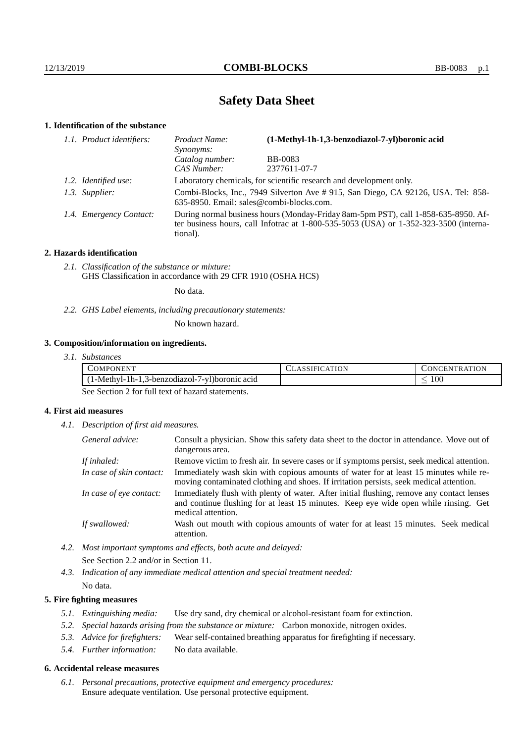# Safety Data Sheet

## 1. Identification of the substance

*1.1. Product identifiers:*

| | |
|---|---|
| *Product Name:* | **(1-Methyl-1h-1,3-benzodiazol-7-yl)boronic acid** |
| *Synonyms:* | |
| *Catalog number:* | BB-0083 |
| *CAS Number:* | 2377611-07-7 |

*1.2. Identified use:* Laboratory chemicals, for scientific research and development only.

*1.3. Supplier:* Combi-Blocks, Inc., 7949 Silverton Ave # 915, San Diego, CA 92126, USA. Tel: 858-635-8950. Email: sales@combi-blocks.com.

*1.4. Emergency Contact:* During normal business hours (Monday-Friday 8am-5pm PST), call 1-858-635-8950. After business hours, call Infotrac at 1-800-535-5053 (USA) or 1-352-323-3500 (international).

## 2. Hazards identification

*2.1. Classification of the substance or mixture:*
GHS Classification in accordance with 29 CFR 1910 (OSHA HCS)

No data.

*2.2. GHS Label elements, including precautionary statements:*

No known hazard.

## 3. Composition/information on ingredients.

*3.1. Substances*

| Component | Classification | Concentration |
|---|---|---|
| (1-Methyl-1h-1,3-benzodiazol-7-yl)boronic acid | | $\leq 100$ |

See Section 2 for full text of hazard statements.

## 4. First aid measures

*4.1. Description of first aid measures.*

*General advice:* Consult a physician. Show this safety data sheet to the doctor in attendance. Move out of dangerous area.

*If inhaled:* Remove victim to fresh air. In severe cases or if symptoms persist, seek medical attention.

*In case of skin contact:* Immediately wash skin with copious amounts of water for at least 15 minutes while removing contaminated clothing and shoes. If irritation persists, seek medical attention.

*In case of eye contact:* Immediately flush with plenty of water. After initial flushing, remove any contact lenses and continue flushing for at least 15 minutes. Keep eye wide open while rinsing. Get medical attention.

*If swallowed:* Wash out mouth with copious amounts of water for at least 15 minutes. Seek medical attention.

*4.2. Most important symptoms and effects, both acute and delayed:*
See Section 2.2 and/or in Section 11.

*4.3. Indication of any immediate medical attention and special treatment needed:*
No data.

## 5. Fire fighting measures

*5.1. Extinguishing media:* Use dry sand, dry chemical or alcohol-resistant foam for extinction.

*5.2. Special hazards arising from the substance or mixture:* Carbon monoxide, nitrogen oxides.

*5.3. Advice for firefighters:* Wear self-contained breathing apparatus for firefighting if necessary.

*5.4. Further information:* No data available.

## 6. Accidental release measures

*6.1. Personal precautions, protective equipment and emergency procedures:*
Ensure adequate ventilation. Use personal protective equipment.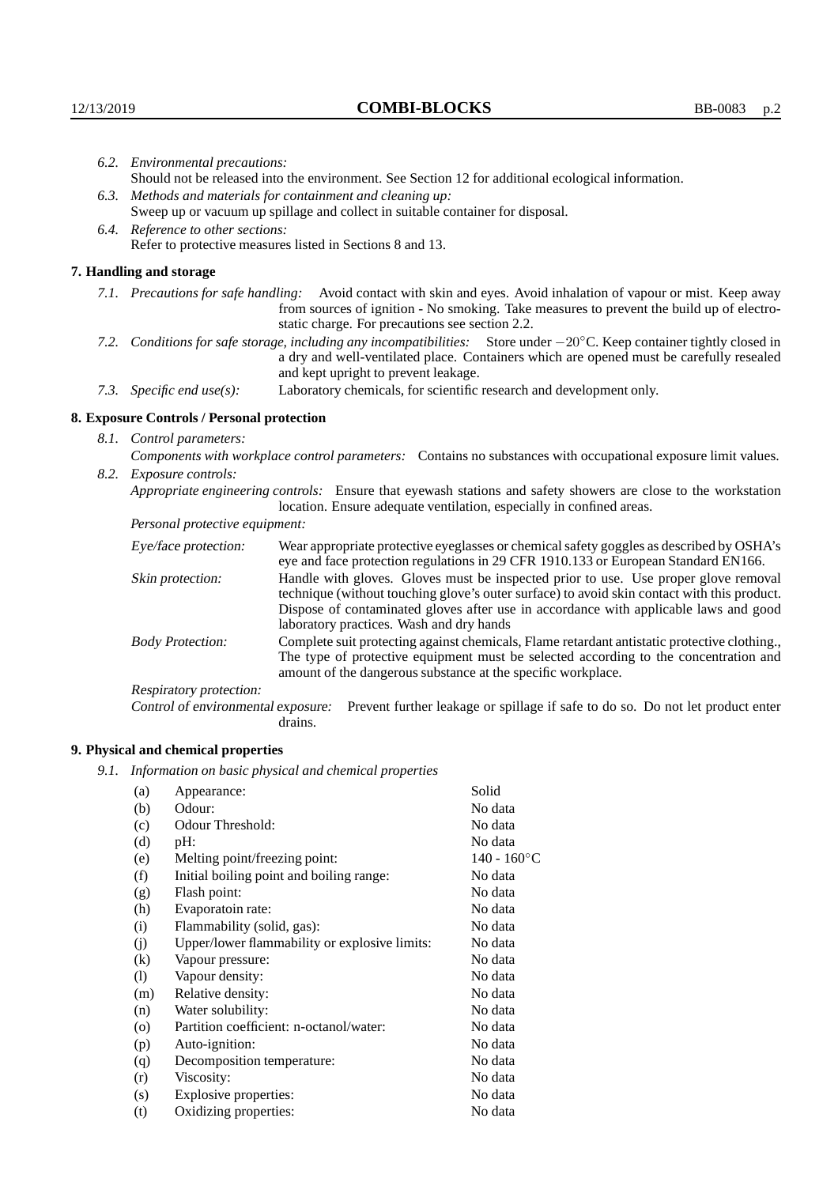6.2. *Environmental precautions:*
Should not be released into the environment. See Section 12 for additional ecological information.

6.3. *Methods and materials for containment and cleaning up:*
Sweep up or vacuum up spillage and collect in suitable container for disposal.

6.4. *Reference to other sections:*
Refer to protective measures listed in Sections 8 and 13.

## 7. Handling and storage

7.1. *Precautions for safe handling:* Avoid contact with skin and eyes. Avoid inhalation of vapour or mist. Keep away from sources of ignition - No smoking. Take measures to prevent the build up of electrostatic charge. For precautions see section 2.2.

7.2. *Conditions for safe storage, including any incompatibilities:* Store under $-20^{\circ}$C. Keep container tightly closed in a dry and well-ventilated place. Containers which are opened must be carefully resealed and kept upright to prevent leakage.

7.3. *Specific end use(s):* Laboratory chemicals, for scientific research and development only.

## 8. Exposure Controls / Personal protection

8.1. *Control parameters:*
*Components with workplace control parameters:* Contains no substances with occupational exposure limit values.

8.2. *Exposure controls:*
*Appropriate engineering controls:* Ensure that eyewash stations and safety showers are close to the workstation location. Ensure adequate ventilation, especially in confined areas.

*Personal protective equipment:*

*Eye/face protection:* Wear appropriate protective eyeglasses or chemical safety goggles as described by OSHA's eye and face protection regulations in 29 CFR 1910.133 or European Standard EN166.

*Skin protection:* Handle with gloves. Gloves must be inspected prior to use. Use proper glove removal technique (without touching glove's outer surface) to avoid skin contact with this product. Dispose of contaminated gloves after use in accordance with applicable laws and good laboratory practices. Wash and dry hands

*Body Protection:* Complete suit protecting against chemicals, Flame retardant antistatic protective clothing., The type of protective equipment must be selected according to the concentration and amount of the dangerous substance at the specific workplace.

*Respiratory protection:*

*Control of environmental exposure:* Prevent further leakage or spillage if safe to do so. Do not let product enter drains.

## 9. Physical and chemical properties

9.1. *Information on basic physical and chemical properties*

| | | |
|---|---|---|
| (a) | Appearance: | Solid |
| (b) | Odour: | No data |
| (c) | Odour Threshold: | No data |
| (d) | pH: | No data |
| (e) | Melting point/freezing point: | 140 - 160$^{\circ}$C |
| (f) | Initial boiling point and boiling range: | No data |
| (g) | Flash point: | No data |
| (h) | Evaporatoin rate: | No data |
| (i) | Flammability (solid, gas): | No data |
| (j) | Upper/lower flammability or explosive limits: | No data |
| (k) | Vapour pressure: | No data |
| (l) | Vapour density: | No data |
| (m) | Relative density: | No data |
| (n) | Water solubility: | No data |
| (o) | Partition coefficient: n-octanol/water: | No data |
| (p) | Auto-ignition: | No data |
| (q) | Decomposition temperature: | No data |
| (r) | Viscosity: | No data |
| (s) | Explosive properties: | No data |
| (t) | Oxidizing properties: | No data |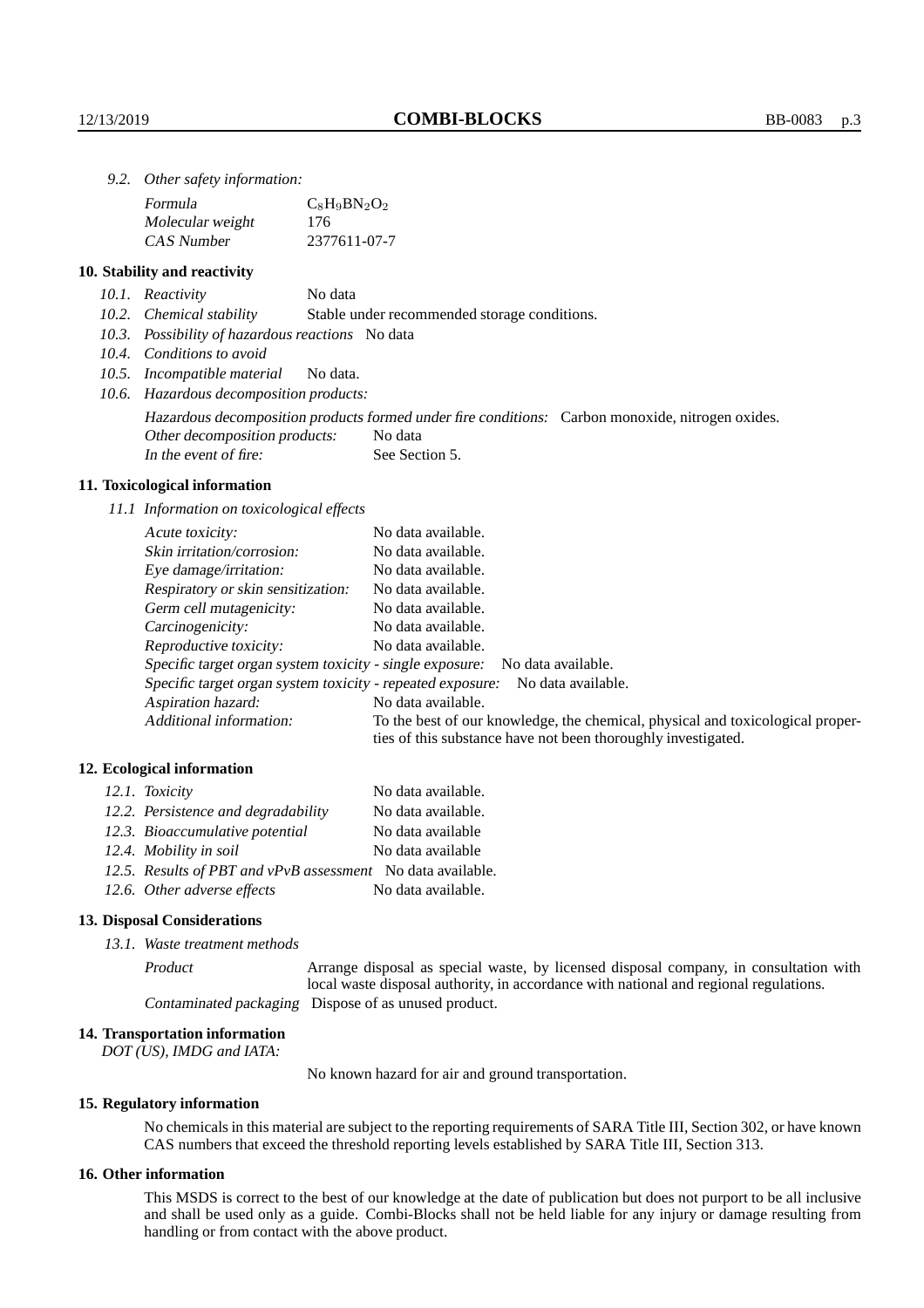*9.2. Other safety information:*

| | |
|---|---|
| *Formula* | $C_8H_9BN_2O_2$ |
| *Molecular weight* | 176 |
| *CAS Number* | 2377611-07-7 |

## 10. Stability and reactivity

*10.1. Reactivity* No data

*10.2. Chemical stability* Stable under recommended storage conditions.

*10.3. Possibility of hazardous reactions* No data

*10.4. Conditions to avoid*

*10.5. Incompatible material* No data.

*10.6. Hazardous decomposition products:*

*Hazardous decomposition products formed under fire conditions:* Carbon monoxide, nitrogen oxides.

*Other decomposition products:* No data

*In the event of fire:* See Section 5.

## 11. Toxicological information

*11.1 Information on toxicological effects*

| | |
|---|---|
| *Acute toxicity:* | No data available. |
| *Skin irritation/corrosion:* | No data available. |
| *Eye damage/irritation:* | No data available. |
| *Respiratory or skin sensitization:* | No data available. |
| *Germ cell mutagenicity:* | No data available. |
| *Carcinogenicity:* | No data available. |
| *Reproductive toxicity:* | No data available. |
| *Specific target organ system toxicity - single exposure:* | No data available. |
| *Specific target organ system toxicity - repeated exposure:* | No data available. |
| *Aspiration hazard:* | No data available. |
| *Additional information:* | To the best of our knowledge, the chemical, physical and toxicological properties of this substance have not been thoroughly investigated. |

## 12. Ecological information

| | |
|---|---|
| *12.1. Toxicity* | No data available. |
| *12.2. Persistence and degradability* | No data available. |
| *12.3. Bioaccumulative potential* | No data available |
| *12.4. Mobility in soil* | No data available |
| *12.5. Results of PBT and vPvB assessment* | No data available. |
| *12.6. Other adverse effects* | No data available. |

## 13. Disposal Considerations

*13.1. Waste treatment methods*

*Product* Arrange disposal as special waste, by licensed disposal company, in consultation with local waste disposal authority, in accordance with national and regional regulations.

*Contaminated packaging* Dispose of as unused product.

## 14. Transportation information

*DOT (US), IMDG and IATA:*

No known hazard for air and ground transportation.

## 15. Regulatory information

No chemicals in this material are subject to the reporting requirements of SARA Title III, Section 302, or have known CAS numbers that exceed the threshold reporting levels established by SARA Title III, Section 313.

## 16. Other information

This MSDS is correct to the best of our knowledge at the date of publication but does not purport to be all inclusive and shall be used only as a guide. Combi-Blocks shall not be held liable for any injury or damage resulting from handling or from contact with the above product.